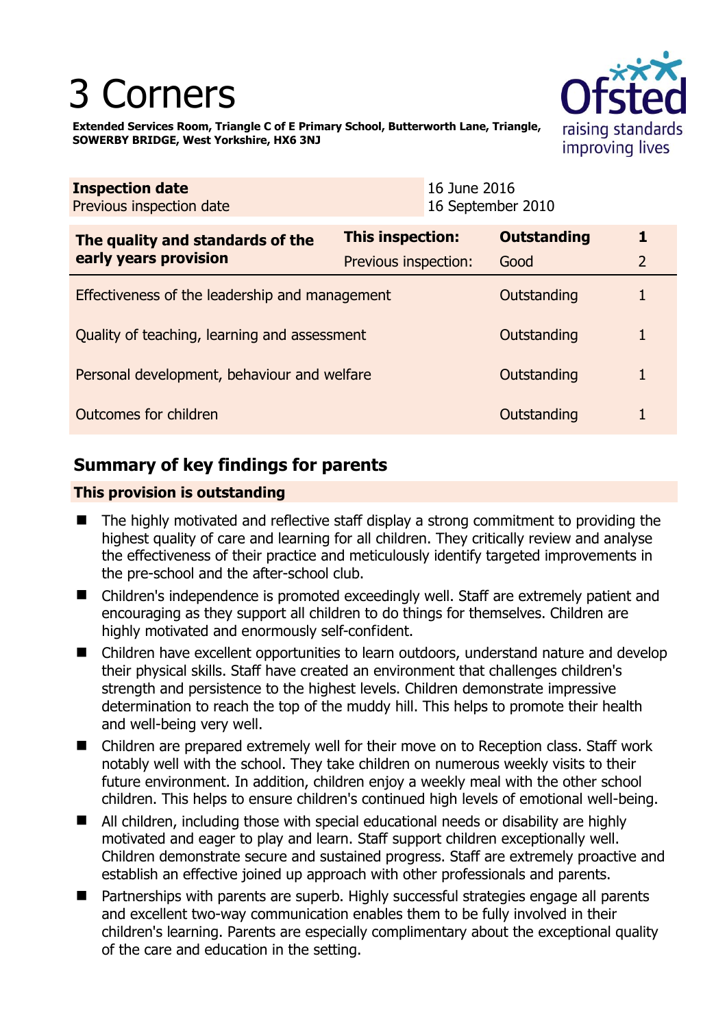# 3 Corners

**Extended Services Room, Triangle C of E Primary School, Butterworth Lane, Triangle, SOWERBY BRIDGE, West Yorkshire, HX6 3NJ**

| **Inspection date** | 16 June 2016 |
|---|---|
| Previous inspection date | 16 September 2010 |

| **The quality and standards of the early years provision** | **This inspection:** | **Outstanding** | **1** |
|---|---|---|---|
| | Previous inspection: | Good | 2 |
| Effectiveness of the leadership and management | | Outstanding | 1 |
| Quality of teaching, learning and assessment | | Outstanding | 1 |
| Personal development, behaviour and welfare | | Outstanding | 1 |
| Outcomes for children | | Outstanding | 1 |

## Summary of key findings for parents

**This provision is outstanding**

- The highly motivated and reflective staff display a strong commitment to providing the highest quality of care and learning for all children. They critically review and analyse the effectiveness of their practice and meticulously identify targeted improvements in the pre-school and the after-school club.
- Children's independence is promoted exceedingly well. Staff are extremely patient and encouraging as they support all children to do things for themselves. Children are highly motivated and enormously self-confident.
- Children have excellent opportunities to learn outdoors, understand nature and develop their physical skills. Staff have created an environment that challenges children's strength and persistence to the highest levels. Children demonstrate impressive determination to reach the top of the muddy hill. This helps to promote their health and well-being very well.
- Children are prepared extremely well for their move on to Reception class. Staff work notably well with the school. They take children on numerous weekly visits to their future environment. In addition, children enjoy a weekly meal with the other school children. This helps to ensure children's continued high levels of emotional well-being.
- All children, including those with special educational needs or disability are highly motivated and eager to play and learn. Staff support children exceptionally well. Children demonstrate secure and sustained progress. Staff are extremely proactive and establish an effective joined up approach with other professionals and parents.
- Partnerships with parents are superb. Highly successful strategies engage all parents and excellent two-way communication enables them to be fully involved in their children's learning. Parents are especially complimentary about the exceptional quality of the care and education in the setting.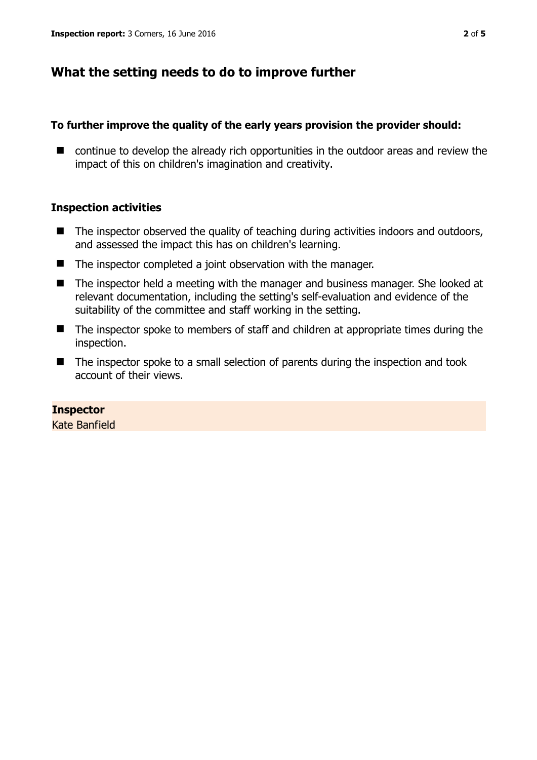## What the setting needs to do to improve further

**To further improve the quality of the early years provision the provider should:**

- continue to develop the already rich opportunities in the outdoor areas and review the impact of this on children's imagination and creativity.

### Inspection activities

- The inspector observed the quality of teaching during activities indoors and outdoors, and assessed the impact this has on children's learning.
- The inspector completed a joint observation with the manager.
- The inspector held a meeting with the manager and business manager. She looked at relevant documentation, including the setting's self-evaluation and evidence of the suitability of the committee and staff working in the setting.
- The inspector spoke to members of staff and children at appropriate times during the inspection.
- The inspector spoke to a small selection of parents during the inspection and took account of their views.

**Inspector**
Kate Banfield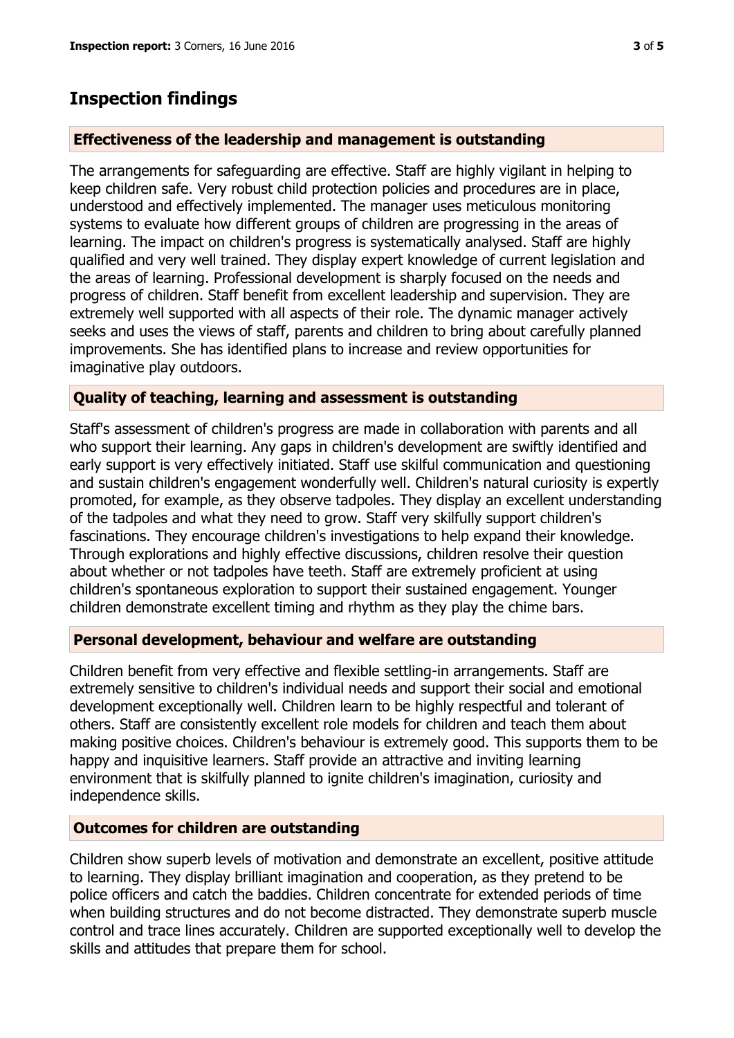## Inspection findings

### Effectiveness of the leadership and management is outstanding

The arrangements for safeguarding are effective. Staff are highly vigilant in helping to keep children safe. Very robust child protection policies and procedures are in place, understood and effectively implemented. The manager uses meticulous monitoring systems to evaluate how different groups of children are progressing in the areas of learning. The impact on children's progress is systematically analysed. Staff are highly qualified and very well trained. They display expert knowledge of current legislation and the areas of learning. Professional development is sharply focused on the needs and progress of children. Staff benefit from excellent leadership and supervision. They are extremely well supported with all aspects of their role. The dynamic manager actively seeks and uses the views of staff, parents and children to bring about carefully planned improvements. She has identified plans to increase and review opportunities for imaginative play outdoors.

### Quality of teaching, learning and assessment is outstanding

Staff's assessment of children's progress are made in collaboration with parents and all who support their learning. Any gaps in children's development are swiftly identified and early support is very effectively initiated. Staff use skilful communication and questioning and sustain children's engagement wonderfully well. Children's natural curiosity is expertly promoted, for example, as they observe tadpoles. They display an excellent understanding of the tadpoles and what they need to grow. Staff very skilfully support children's fascinations. They encourage children's investigations to help expand their knowledge. Through explorations and highly effective discussions, children resolve their question about whether or not tadpoles have teeth. Staff are extremely proficient at using children's spontaneous exploration to support their sustained engagement. Younger children demonstrate excellent timing and rhythm as they play the chime bars.

### Personal development, behaviour and welfare are outstanding

Children benefit from very effective and flexible settling-in arrangements. Staff are extremely sensitive to children's individual needs and support their social and emotional development exceptionally well. Children learn to be highly respectful and tolerant of others. Staff are consistently excellent role models for children and teach them about making positive choices. Children's behaviour is extremely good. This supports them to be happy and inquisitive learners. Staff provide an attractive and inviting learning environment that is skilfully planned to ignite children's imagination, curiosity and independence skills.

### Outcomes for children are outstanding

Children show superb levels of motivation and demonstrate an excellent, positive attitude to learning. They display brilliant imagination and cooperation, as they pretend to be police officers and catch the baddies. Children concentrate for extended periods of time when building structures and do not become distracted. They demonstrate superb muscle control and trace lines accurately. Children are supported exceptionally well to develop the skills and attitudes that prepare them for school.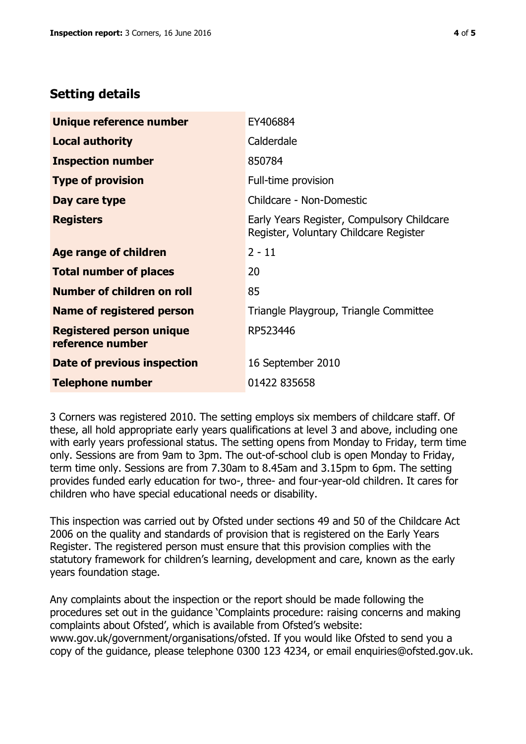## Setting details

| | |
|---|---|
| **Unique reference number** | EY406884 |
| **Local authority** | Calderdale |
| **Inspection number** | 850784 |
| **Type of provision** | Full-time provision |
| **Day care type** | Childcare - Non-Domestic |
| **Registers** | Early Years Register, Compulsory Childcare Register, Voluntary Childcare Register |
| **Age range of children** | 2 - 11 |
| **Total number of places** | 20 |
| **Number of children on roll** | 85 |
| **Name of registered person** | Triangle Playgroup, Triangle Committee |
| **Registered person unique reference number** | RP523446 |
| **Date of previous inspection** | 16 September 2010 |
| **Telephone number** | 01422 835658 |

3 Corners was registered 2010. The setting employs six members of childcare staff. Of these, all hold appropriate early years qualifications at level 3 and above, including one with early years professional status. The setting opens from Monday to Friday, term time only. Sessions are from 9am to 3pm. The out-of-school club is open Monday to Friday, term time only. Sessions are from 7.30am to 8.45am and 3.15pm to 6pm. The setting provides funded early education for two-, three- and four-year-old children. It cares for children who have special educational needs or disability.

This inspection was carried out by Ofsted under sections 49 and 50 of the Childcare Act 2006 on the quality and standards of provision that is registered on the Early Years Register. The registered person must ensure that this provision complies with the statutory framework for children's learning, development and care, known as the early years foundation stage.

Any complaints about the inspection or the report should be made following the procedures set out in the guidance 'Complaints procedure: raising concerns and making complaints about Ofsted', which is available from Ofsted's website: www.gov.uk/government/organisations/ofsted. If you would like Ofsted to send you a copy of the guidance, please telephone 0300 123 4234, or email enquiries@ofsted.gov.uk.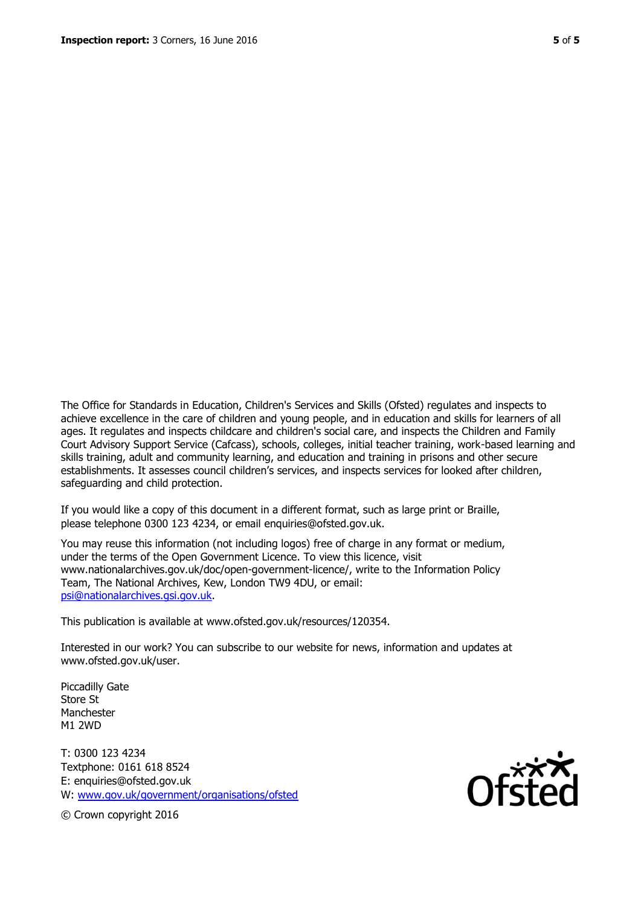The Office for Standards in Education, Children's Services and Skills (Ofsted) regulates and inspects to achieve excellence in the care of children and young people, and in education and skills for learners of all ages. It regulates and inspects childcare and children's social care, and inspects the Children and Family Court Advisory Support Service (Cafcass), schools, colleges, initial teacher training, work-based learning and skills training, adult and community learning, and education and training in prisons and other secure establishments. It assesses council children's services, and inspects services for looked after children, safeguarding and child protection.

If you would like a copy of this document in a different format, such as large print or Braille, please telephone 0300 123 4234, or email enquiries@ofsted.gov.uk.

You may reuse this information (not including logos) free of charge in any format or medium, under the terms of the Open Government Licence. To view this licence, visit www.nationalarchives.gov.uk/doc/open-government-licence/, write to the Information Policy Team, The National Archives, Kew, London TW9 4DU, or email: psi@nationalarchives.gsi.gov.uk.

This publication is available at www.ofsted.gov.uk/resources/120354.

Interested in our work? You can subscribe to our website for news, information and updates at www.ofsted.gov.uk/user.

Piccadilly Gate
Store St
Manchester
M1 2WD

T: 0300 123 4234
Textphone: 0161 618 8524
E: enquiries@ofsted.gov.uk
W: www.gov.uk/government/organisations/ofsted

© Crown copyright 2016